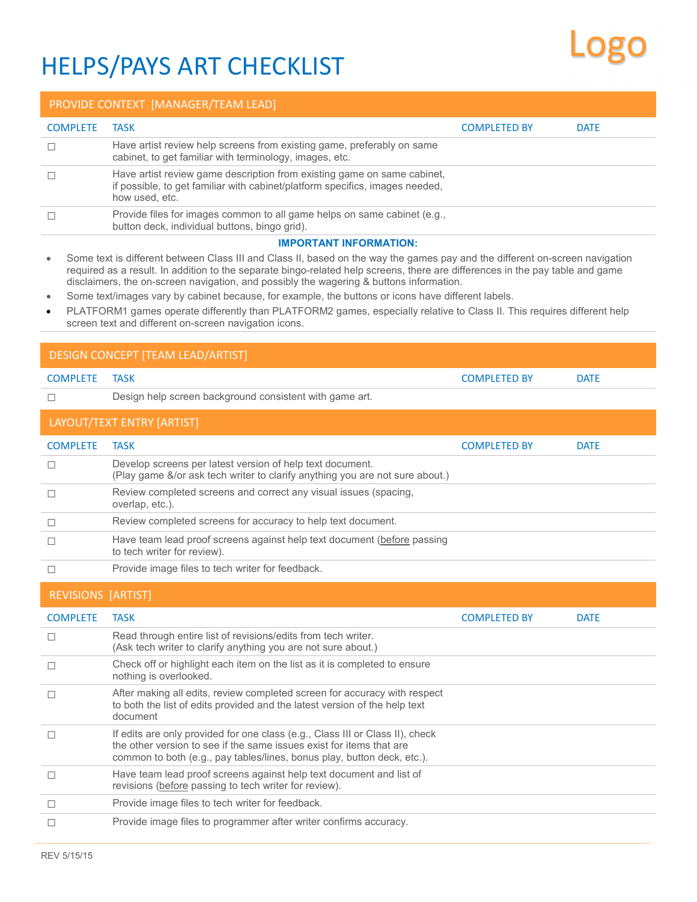Logo

# HELPS/PAYS ART CHECKLIST

## PROVIDE CONTEXT [MANAGER/TEAM LEAD]

| COMPLETE | TASK | COMPLETED BY | DATE |
|---|---|---|---|
| ☐ | Have artist review help screens from existing game, preferably on same cabinet, to get familiar with terminology, images, etc. | | |
| ☐ | Have artist review game description from existing game on same cabinet, if possible, to get familiar with cabinet/platform specifics, images needed, how used, etc. | | |
| ☐ | Provide files for images common to all game helps on same cabinet (e.g., button deck, individual buttons, bingo grid). | | |

**IMPORTANT INFORMATION:**

- Some text is different between Class III and Class II, based on the way the games pay and the different on-screen navigation required as a result. In addition to the separate bingo-related help screens, there are differences in the pay table and game disclaimers, the on-screen navigation, and possibly the wagering & buttons information.
- Some text/images vary by cabinet because, for example, the buttons or icons have different labels.
- PLATFORM1 games operate differently than PLATFORM2 games, especially relative to Class II. This requires different help screen text and different on-screen navigation icons.

## DESIGN CONCEPT [TEAM LEAD/ARTIST]

| COMPLETE | TASK | COMPLETED BY | DATE |
|---|---|---|---|
| ☐ | Design help screen background consistent with game art. | | |

## LAYOUT/TEXT ENTRY [ARTIST]

| COMPLETE | TASK | COMPLETED BY | DATE |
|---|---|---|---|
| ☐ | Develop screens per latest version of help text document. (Play game &/or ask tech writer to clarify anything you are not sure about.) | | |
| ☐ | Review completed screens and correct any visual issues (spacing, overlap, etc.). | | |
| ☐ | Review completed screens for accuracy to help text document. | | |
| ☐ | Have team lead proof screens against help text document (<u>before</u> passing to tech writer for review). | | |
| ☐ | Provide image files to tech writer for feedback. | | |

## REVISIONS [ARTIST]

| COMPLETE | TASK | COMPLETED BY | DATE |
|---|---|---|---|
| ☐ | Read through entire list of revisions/edits from tech writer. (Ask tech writer to clarify anything you are not sure about.) | | |
| ☐ | Check off or highlight each item on the list as it is completed to ensure nothing is overlooked. | | |
| ☐ | After making all edits, review completed screen for accuracy with respect to both the list of edits provided and the latest version of the help text document | | |
| ☐ | If edits are only provided for one class (e.g., Class III or Class II), check the other version to see if the same issues exist for items that are common to both (e.g., pay tables/lines, bonus play, button deck, etc.). | | |
| ☐ | Have team lead proof screens against help text document and list of revisions (<u>before</u> passing to tech writer for review). | | |
| ☐ | Provide image files to tech writer for feedback. | | |
| ☐ | Provide image files to programmer after writer confirms accuracy. | | |

REV 5/15/15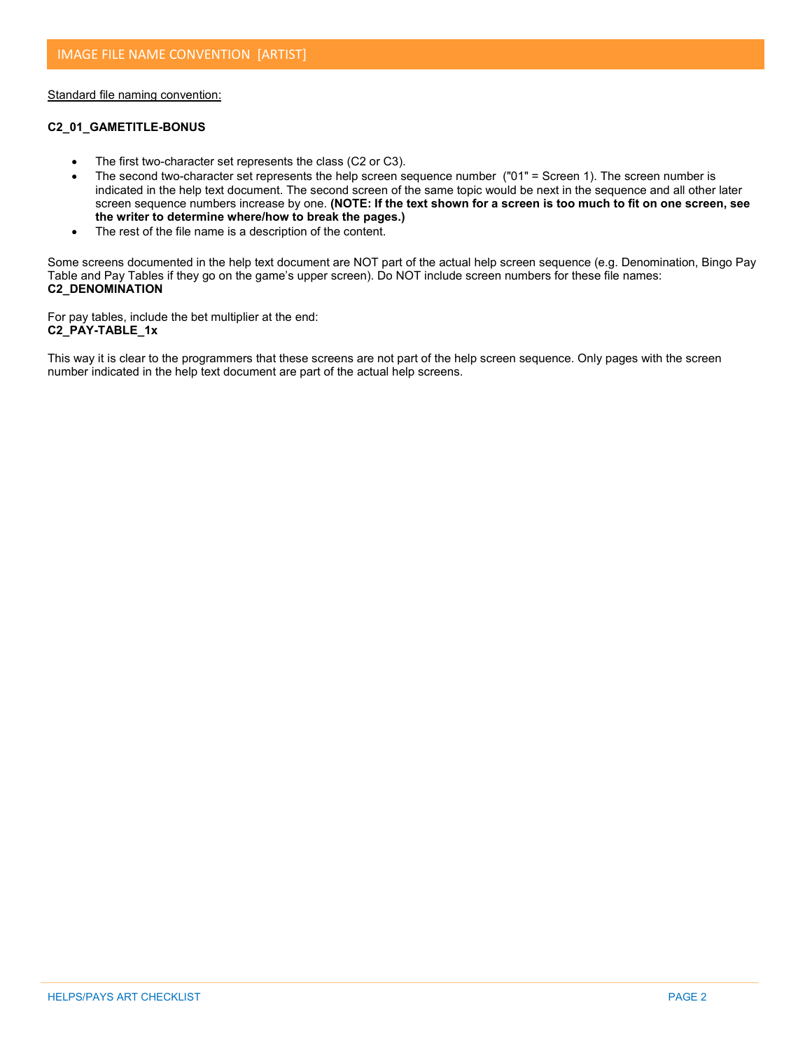## IMAGE FILE NAME CONVENTION [ARTIST]

Standard file naming convention:

**C2_01_GAMETITLE-BONUS**

- The first two-character set represents the class (C2 or C3).
- The second two-character set represents the help screen sequence number ("01" = Screen 1). The screen number is indicated in the help text document. The second screen of the same topic would be next in the sequence and all other later screen sequence numbers increase by one. **(NOTE: If the text shown for a screen is too much to fit on one screen, see the writer to determine where/how to break the pages.)**
- The rest of the file name is a description of the content.

Some screens documented in the help text document are NOT part of the actual help screen sequence (e.g. Denomination, Bingo Pay Table and Pay Tables if they go on the game's upper screen). Do NOT include screen numbers for these file names:
**C2_DENOMINATION**

For pay tables, include the bet multiplier at the end:
**C2_PAY-TABLE_1x**

This way it is clear to the programmers that these screens are not part of the help screen sequence. Only pages with the screen number indicated in the help text document are part of the actual help screens.